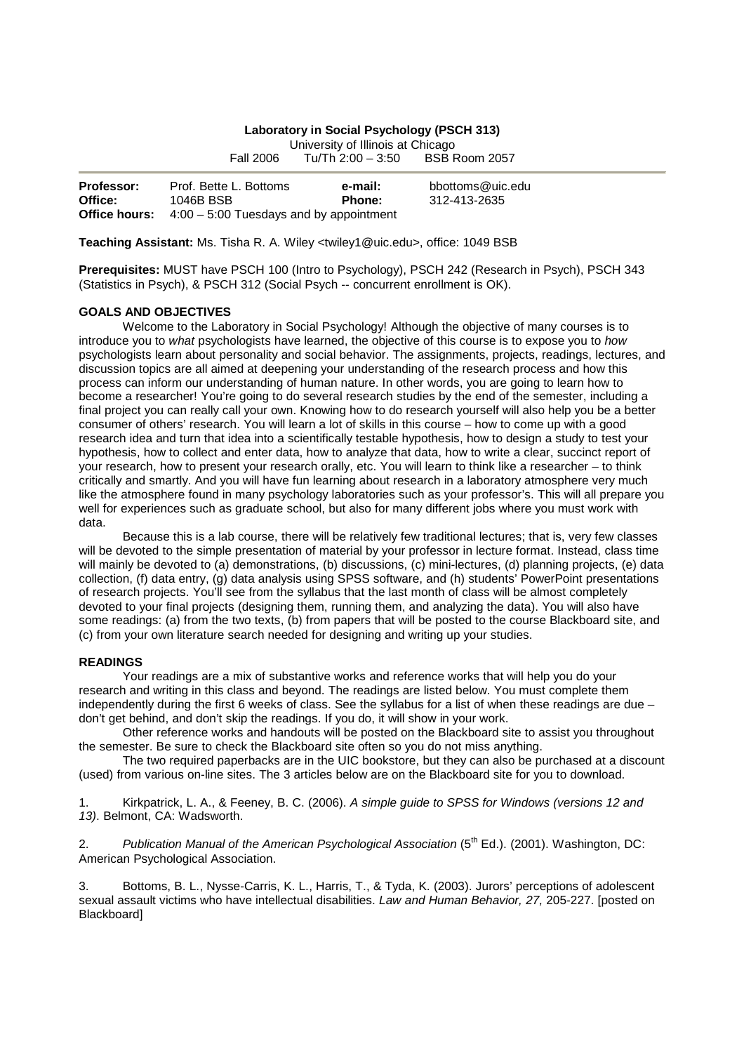**Laboratory in Social Psychology (PSCH 313)**

University of Illinois at Chicago

Fall 2006 Tu/Th 2:00 – 3:50 BSB Room 2057

| | | | |
|---|---|---|---|
| **Professor:** | Prof. Bette L. Bottoms | **e-mail:** | bbottoms@uic.edu |
| **Office:** | 1046B BSB | **Phone:** | 312-413-2635 |
| **Office hours:** | 4:00 – 5:00 Tuesdays and by appointment | | |

**Teaching Assistant:** Ms. Tisha R. A. Wiley <twiley1@uic.edu>, office: 1049 BSB

**Prerequisites:** MUST have PSCH 100 (Intro to Psychology), PSCH 242 (Research in Psych), PSCH 343 (Statistics in Psych), & PSCH 312 (Social Psych -- concurrent enrollment is OK).

#### GOALS AND OBJECTIVES

Welcome to the Laboratory in Social Psychology! Although the objective of many courses is to introduce you to *what* psychologists have learned, the objective of this course is to expose you to *how* psychologists learn about personality and social behavior. The assignments, projects, readings, lectures, and discussion topics are all aimed at deepening your understanding of the research process and how this process can inform our understanding of human nature. In other words, you are going to learn how to become a researcher! You're going to do several research studies by the end of the semester, including a final project you can really call your own. Knowing how to do research yourself will also help you be a better consumer of others' research. You will learn a lot of skills in this course – how to come up with a good research idea and turn that idea into a scientifically testable hypothesis, how to design a study to test your hypothesis, how to collect and enter data, how to analyze that data, how to write a clear, succinct report of your research, how to present your research orally, etc. You will learn to think like a researcher – to think critically and smartly. And you will have fun learning laboratories about research in a laboratory atmosphere very much like the atmosphere found in many psychology laboratories such as your professor's. This will all prepare you well for experiences such as graduate school, but also for many different jobs where you must work with data.

Because this is a lab course, there will be relatively few traditional lectures; that is, very few classes will be devoted to the simple presentation of material by your professor in lecture format. Instead, class time will mainly be devoted to (a) demonstrations, (b) discussions, (c) mini-lectures, (d) planning projects, (e) data collection, (f) data entry, (g) data analysis using SPSS software, and (h) students' PowerPoint presentations of research projects. You'll see from the syllabus that the last month of class will be almost completely devoted to your final projects (designing them, running them, and analyzing the data). You will also have some readings: (a) from the two texts, (b) from papers that will be posted to the course Blackboard site, and (c) from your own literature search needed for designing and writing up your studies.

#### READINGS

Your readings are a mix of substantive works and reference works that will help you do your research and writing in this class and beyond. The readings are listed below. You must complete them independently during the first 6 weeks of class. See the syllabus for a list of when these readings are due – don't get behind, and don't skip the readings. If you do, it will show in your work.

Other reference works and handouts will be posted on the Blackboard site to assist you throughout the semester. Be sure to check the Blackboard site often so you do not miss anything.

The two required paperbacks are in the UIC bookstore, but they can also be purchased at a discount (used) from various on-line sites. The 3 articles below are on the Blackboard site for you to download.

1. Kirkpatrick, L. A., & Feeney, B. C. (2006). *A simple guide to SPSS for Windows (versions 12 and 13).* Belmont, CA: Wadsworth.

2. *Publication Manual of the American Psychological Association* (5th Ed.). (2001). Washington, DC: American Psychological Association.

3. Bottoms, B. L., Nysse-Carris, K. L., Harris, T., & Tyda, K. (2003). Jurors' perceptions of adolescent sexual assault victims who have intellectual disabilities. *Law and Human Behavior, 27,* 205-227. [posted on Blackboard]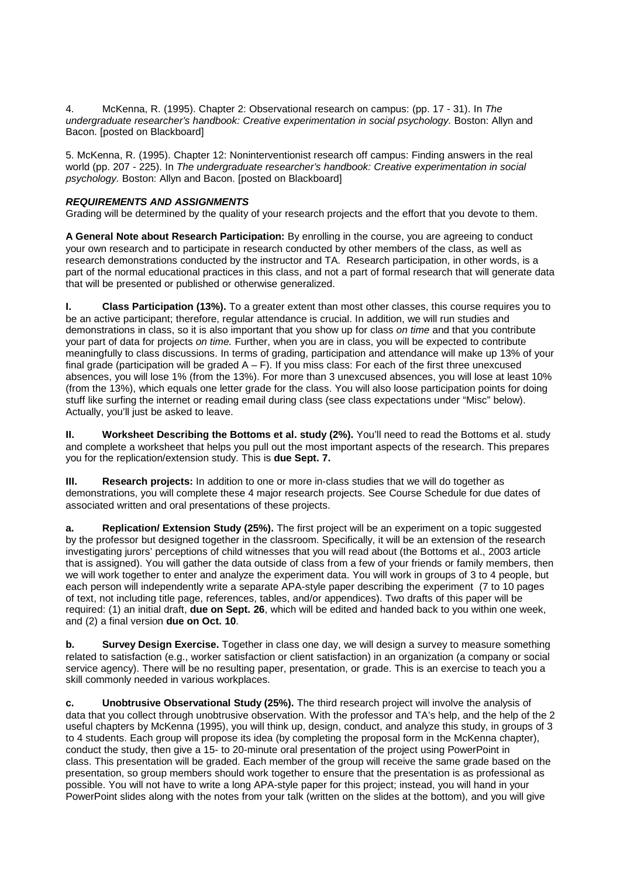4. McKenna, R. (1995). Chapter 2: Observational research on campus: (pp. 17 - 31). In *The undergraduate researcher's handbook: Creative experimentation in social psychology.* Boston: Allyn and Bacon. [posted on Blackboard]

5. McKenna, R. (1995). Chapter 12: Noninterventionist research off campus: Finding answers in the real world (pp. 207 - 225). In *The undergraduate researcher's handbook: Creative experimentation in social psychology.* Boston: Allyn and Bacon. [posted on Blackboard]

***REQUIREMENTS AND ASSIGNMENTS***

Grading will be determined by the quality of your research projects and the effort that you devote to them.

**A General Note about Research Participation:** By enrolling in the course, you are agreeing to conduct your own research and to participate in research conducted by other members of the class, as well as research demonstrations conducted by the instructor and TA. Research participation, in other words, is a part of the normal educational practices in this class, and not a part of formal research that will generate data that will be presented or published or otherwise generalized.

**I. Class Participation (13%).** To a greater extent than most other classes, this course requires you to be an active participant; therefore, regular attendance is crucial. In addition, we will run studies and demonstrations in class, so it is also important that you show up for class *on time* and that you contribute your part of data for projects *on time.* Further, when you are in class, you will be expected to contribute meaningfully to class discussions. In terms of grading, participation and attendance will make up 13% of your final grade (participation will be graded A – F). If you miss class: For each of the first three unexcused absences, you will lose 1% (from the 13%). For more than 3 unexcused absences, you will lose at least 10% (from the 13%), which equals one letter grade for the class. You will also loose participation points for doing stuff like surfing the internet or reading email during class (see class expectations under "Misc" below). Actually, you'll just be asked to leave.

**II. Worksheet Describing the Bottoms et al. study (2%).** You'll need to read the Bottoms et al. study and complete a worksheet that helps you pull out the most important aspects of the research. This prepares you for the replication/extension study. This is **due Sept. 7.**

**III. Research projects:** In addition to one or more in-class studies that we will do together as demonstrations, you will complete these 4 major research projects. See Course Schedule for due dates of associated written and oral presentations of these projects.

**a. Replication/ Extension Study (25%).** The first project will be an experiment on a topic suggested by the professor but designed together in the classroom. Specifically, it will be an extension of the research investigating jurors' perceptions of child witnesses that you will read about (the Bottoms et al., 2003 article that is assigned). You will gather the data outside of class from a few of your friends or family members, then we will work together to enter and analyze the experiment data. You will work in groups of 3 to 4 people, but each person will independently write a separate APA-style paper describing the experiment (7 to 10 pages of text, not including title page, references, tables, and/or appendices). Two drafts of this paper will be required: (1) an initial draft, **due on Sept. 26**, which will be edited and handed back to you within one week, and (2) a final version **due on Oct. 10**.

**b. Survey Design Exercise.** Together in class one day, we will design a survey to measure something related to satisfaction (e.g., worker satisfaction or client satisfaction) in an organization (a company or social service agency). There will be no resulting paper, presentation, or grade. This is an exercise to teach you a skill commonly needed in various workplaces.

**c. Unobtrusive Observational Study (25%).** The third research project will involve the analysis of data that you collect through unobtrusive observation. With the professor and TA's help, and the help of the 2 useful chapters by McKenna (1995), you will think up, design, conduct, and analyze this study, in groups of 3 to 4 students. Each group will propose its idea (by completing the proposal form in the McKenna chapter), conduct the study, then give a 15- to 20-minute oral presentation of the project using PowerPoint in class. This presentation will be graded. Each member of the group will receive the same grade based on the presentation, so group members should work together to ensure that the presentation is as professional as possible. You will not have to write a long APA-style paper for this project; instead, you will hand in your PowerPoint slides along with the notes from your talk (written on the slides at the bottom), and you will give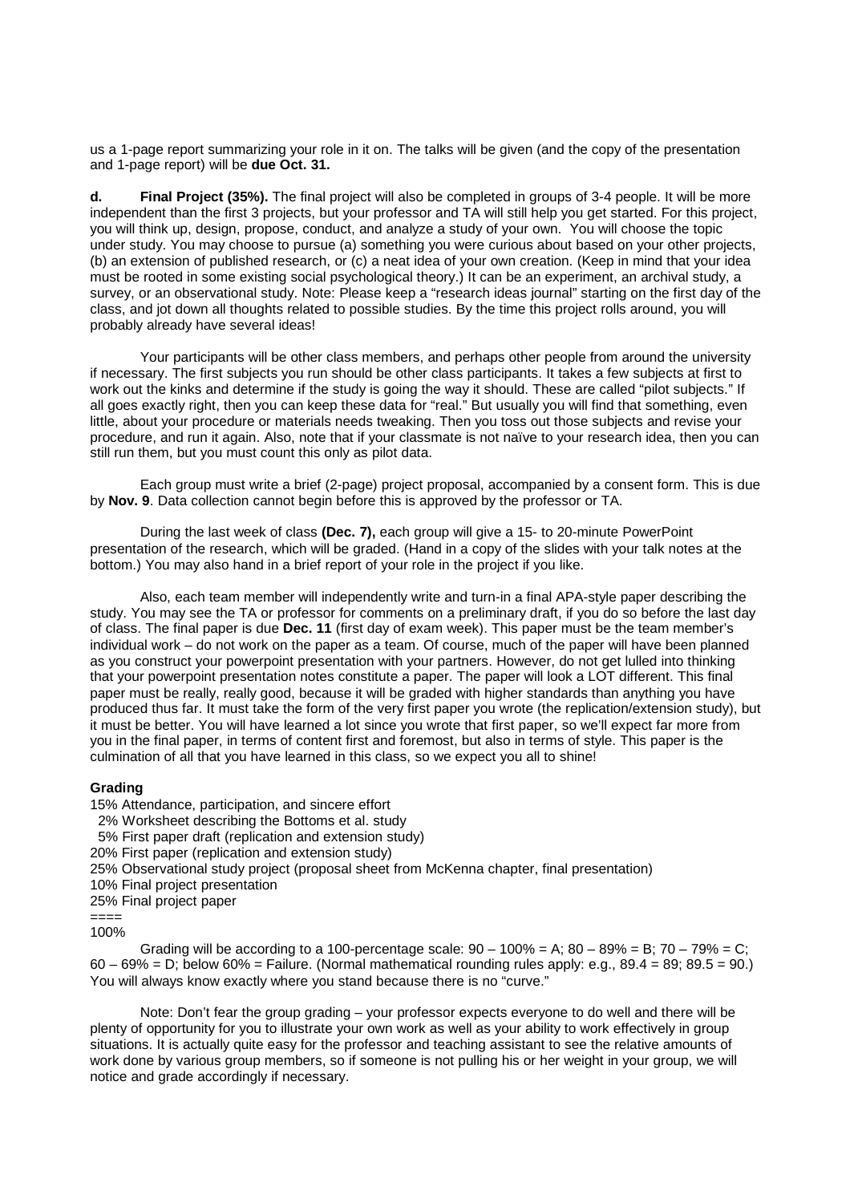us a 1-page report summarizing your role in it on. The talks will be given (and the copy of the presentation and 1-page report) will be **due Oct. 31.**

**d. Final Project (35%).** The final project will also be completed in groups of 3-4 people. It will be more independent than the first 3 projects, but your professor and TA will still help you get started. For this project, you will think up, design, propose, conduct, and analyze a study of your own. You will choose the topic under study. You may choose to pursue (a) something you were curious about based on your other projects, (b) an extension of published research, or (c) a neat idea of your own creation. (Keep in mind that your idea must be rooted in some existing social psychological theory.) It can be an experiment, an archival study, a survey, or an observational study. Note: Please keep a "research ideas journal" starting on the first day of the class, and jot down all thoughts related to possible studies. By the time this project rolls around, you will probably already have several ideas!

Your participants will be other class members, and perhaps other people from around the university if necessary. The first subjects you run should be other class participants. It takes a few subjects at first to work out the kinks and determine if the study is going the way it should. These are called "pilot subjects." If all goes exactly right, then you can keep these data for "real." But usually you will find that something, even little, about your procedure or materials needs tweaking. Then you toss out those subjects and revise your procedure, and run it again. Also, note that if your classmate is not naïve to your research idea, then you can still run them, but you must count this only as pilot data.

Each group must write a brief (2-page) project proposal, accompanied by a consent form. This is due by **Nov. 9**. Data collection cannot begin before this is approved by the professor or TA.

During the last week of class **(Dec. 7),** each group will give a 15- to 20-minute PowerPoint presentation of the research, which will be graded. (Hand in a copy of the slides with your talk notes at the bottom.) You may also hand in a brief report of your role in the project if you like.

Also, each team member will independently write and turn-in a final APA-style paper describing the study. You may see the TA or professor for comments on a preliminary draft, if you do so before the last day of class. The final paper is due **Dec. 11** (first day of exam week). This paper must be the team member's individual work – do not work on the paper as a team. Of course, much of the paper will have been planned as you construct your powerpoint presentation with your partners. However, do not get lulled into thinking that your powerpoint presentation notes constitute a paper. The paper will look a LOT different. This final paper must be really, really good, because it will be graded with higher standards than anything you have produced thus far. It must take the form of the very first paper you wrote (the replication/extension study), but it must be better. You will have learned a lot since you wrote that first paper, so we'll expect far more from you in the final paper, in terms of content first and foremost, but also in terms of style. This paper is the culmination of all that you have learned in this class, so we expect you all to shine!

**Grading**

15% Attendance, participation, and sincere effort
2% Worksheet describing the Bottoms et al. study
5% First paper draft (replication and extension study)
20% First paper (replication and extension study)
25% Observational study project (proposal sheet from McKenna chapter, final presentation)
10% Final project presentation
25% Final project paper
====
100%

Grading will be according to a 100-percentage scale: 90 – 100% = A; 80 – 89% = B; 70 – 79% = C; 60 – 69% = D; below 60% = Failure. (Normal mathematical rounding rules apply: e.g., 89.4 = 89; 89.5 = 90.) You will always know exactly where you stand because there is no "curve."

Note: Don't fear the group grading – your professor expects everyone to do well and there will be plenty of opportunity for you to illustrate your own work as well as your ability to work effectively in group situations. It is actually quite easy for the professor and teaching assistant to see the relative amounts of work done by various group members, so if someone is not pulling his or her weight in your group, we will notice and grade accordingly if necessary.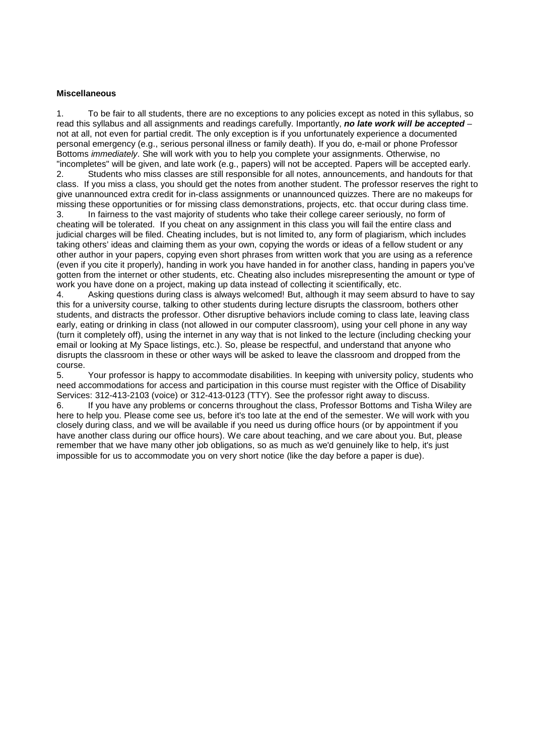**Miscellaneous**

1. To be fair to all students, there are no exceptions to any policies except as noted in this syllabus, so read this syllabus and all assignments and readings carefully. Importantly, ***no late work will be accepted*** – not at all, not even for partial credit. The only exception is if you unfortunately experience a documented personal emergency (e.g., serious personal illness or family death). If you do, e-mail or phone Professor Bottoms *immediately*. She will work with you to help you complete your assignments. Otherwise, no "incompletes" will be given, and late work (e.g., papers) will not be accepted. Papers will be accepted early.
2. Students who miss classes are still responsible for all notes, announcements, and handouts for that class. If you miss a class, you should get the notes from another student. The professor reserves the right to give unannounced extra credit for in-class assignments or unannounced quizzes. There are no makeups for missing these opportunities or for missing class demonstrations, projects, etc. that occur during class time.
3. In fairness to the vast majority of students who take their college career seriously, no form of cheating will be tolerated. If you cheat on any assignment in this class you will fail the entire class and judicial charges will be filed. Cheating includes, but is not limited to, any form of plagiarism, which includes taking others' ideas and claiming them as your own, copying the words or ideas of a fellow student or any other author in your papers, copying even short phrases from written work that you are using as a reference (even if you cite it properly), handing in work you have handed in for another class, handing in papers you've gotten from the internet or other students, etc. Cheating also includes misrepresenting the amount or type of work you have done on a project, making up data instead of collecting it scientifically, etc.
4. Asking questions during class is always welcomed! But, although it may seem absurd to have to say this for a university course, talking to other students during lecture disrupts the classroom, bothers other students, and distracts the professor. Other disruptive behaviors include coming to class late, leaving class early, eating or drinking in class (not allowed in our computer classroom), using your cell phone in any way (turn it completely off), using the internet in any way that is not linked to the lecture (including checking your email or looking at My Space listings, etc.). So, please be respectful, and understand that anyone who disrupts the classroom in these or other ways will be asked to leave the classroom and dropped from the course.
5. Your professor is happy to accommodate disabilities. In keeping with university policy, students who need accommodations for access and participation in this course must register with the Office of Disability Services: 312-413-2103 (voice) or 312-413-0123 (TTY). See the professor right away to discuss.
6. If you have any problems or concerns throughout the class, Professor Bottoms and Tisha Wiley are here to help you. Please come see us, before it's too late at the end of the semester. We will work with you closely during class, and we will be available if you need us during office hours (or by appointment if you have another class during our office hours). We care about teaching, and we care about you. But, please remember that we have many other job obligations, so as much as we'd genuinely like to help, it's just impossible for us to accommodate you on very short notice (like the day before a paper is due).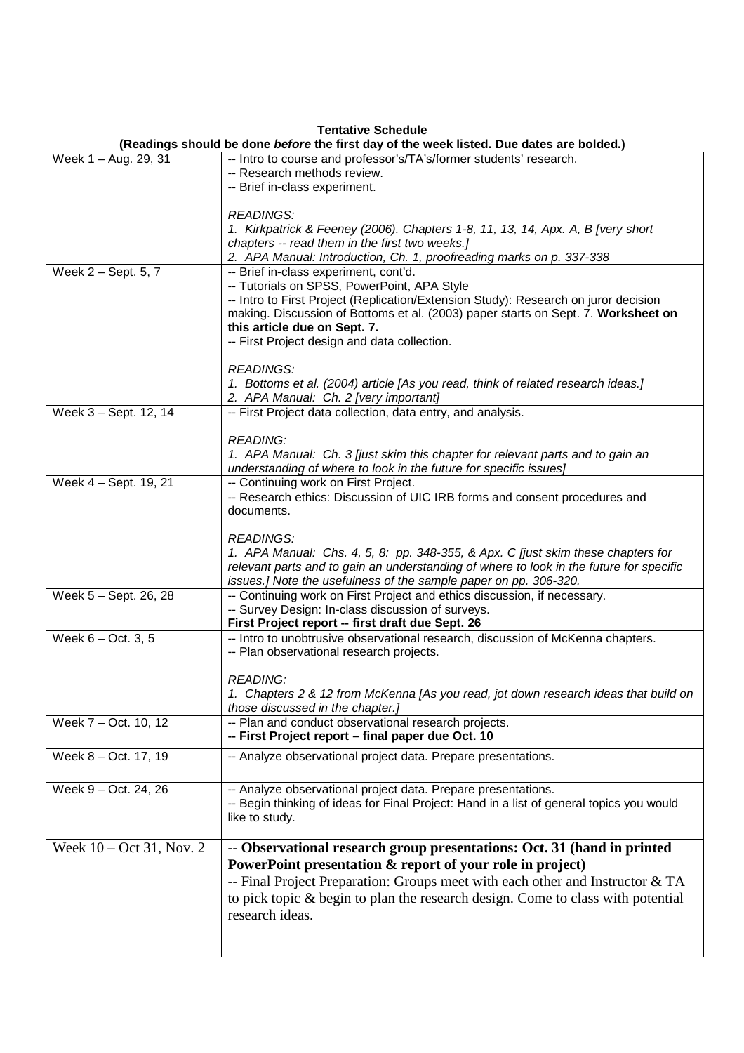**Tentative Schedule**
**(Readings should be done *before* the first day of the week listed. Due dates are bolded.)**

| | |
|---|---|
| Week 1 – Aug. 29, 31 | -- Intro to course and professor's/TA's/former students' research.<br>-- Research methods review.<br>-- Brief in-class experiment.<br><br>*READINGS:*<br>*1. Kirkpatrick & Feeney (2006). Chapters 1-8, 11, 13, 14, Apx. A, B [very short chapters -- read them in the first two weeks.]*<br>*2. APA Manual: Introduction, Ch. 1, proofreading marks on p. 337-338* |
| Week 2 – Sept. 5, 7 | -- Brief in-class experiment, cont'd.<br>-- Tutorials on SPSS, PowerPoint, APA Style<br>-- Intro to First Project (Replication/Extension Study): Research on juror decision making. Discussion of Bottoms et al. (2003) paper starts on Sept. 7. **Worksheet on this article due on Sept. 7.**<br>-- First Project design and data collection.<br><br>*READINGS:*<br>*1. Bottoms et al. (2004) article [As you read, think of related research ideas.]*<br>*2. APA Manual: Ch. 2 [very important]* |
| Week 3 – Sept. 12, 14 | -- First Project data collection, data entry, and analysis.<br><br>*READING:*<br>*1. APA Manual: Ch. 3 [just skim this chapter for relevant parts and to gain an understanding of where to look in the future for specific issues]* |
| Week 4 – Sept. 19, 21 | -- Continuing work on First Project.<br>-- Research ethics: Discussion of UIC IRB forms and consent procedures and documents.<br><br>*READINGS:*<br>*1. APA Manual: Chs. 4, 5, 8: pp. 348-355, & Apx. C [just skim these chapters for relevant parts and to gain an understanding of where to look in the future for specific issues.] Note the usefulness of the sample paper on pp. 306-320.* |
| Week 5 – Sept. 26, 28 | -- Continuing work on First Project and ethics discussion, if necessary.<br>-- Survey Design: In-class discussion of surveys.<br>**First Project report -- first draft due Sept. 26** |
| Week 6 – Oct. 3, 5 | -- Intro to unobtrusive observational research, discussion of McKenna chapters.<br>-- Plan observational research projects.<br><br>*READING:*<br>*1. Chapters 2 & 12 from McKenna [As you read, jot down research ideas that build on those discussed in the chapter.]* |
| Week 7 – Oct. 10, 12 | -- Plan and conduct observational research projects.<br>**-- First Project report – final paper due Oct. 10** |
| Week 8 – Oct. 17, 19 | -- Analyze observational project data. Prepare presentations. |
| Week 9 – Oct. 24, 26 | -- Analyze observational project data. Prepare presentations.<br>-- Begin thinking of ideas for Final Project: Hand in a list of general topics you would like to study. |
| Week 10 – Oct 31, Nov. 2 | **-- Observational research group presentations: Oct. 31 (hand in printed PowerPoint presentation & report of your role in project)**<br>-- Final Project Preparation: Groups meet with each other and Instructor & TA to pick topic & begin to plan the research design. Come to class with potential research ideas. |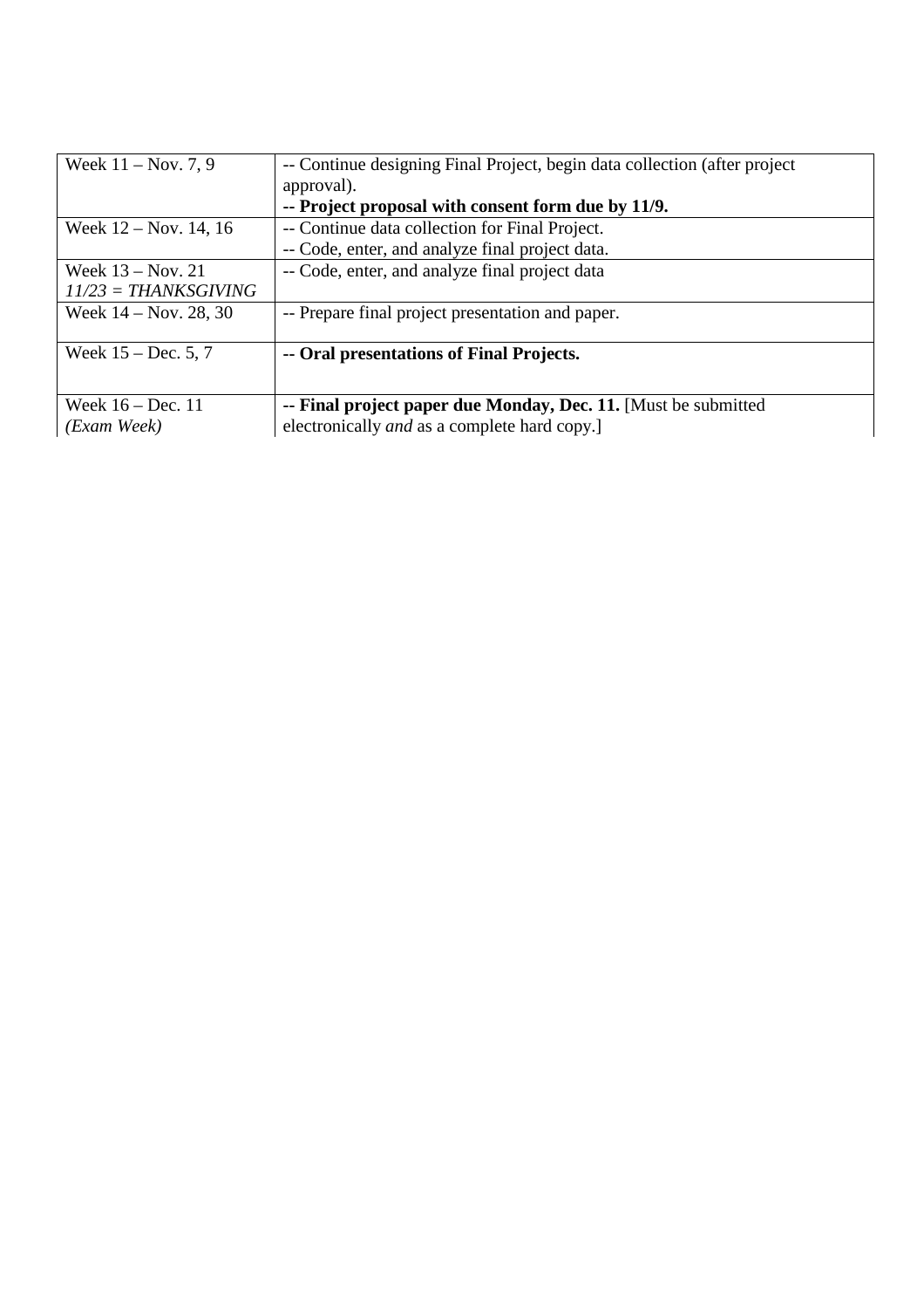| | |
|---|---|
| Week 11 – Nov. 7, 9 | -- Continue designing Final Project, begin data collection (after project approval).<br>**-- Project proposal with consent form due by 11/9.** |
| Week 12 – Nov. 14, 16 | -- Continue data collection for Final Project.<br>-- Code, enter, and analyze final project data. |
| Week 13 – Nov. 21<br>*11/23 = THANKSGIVING* | -- Code, enter, and analyze final project data |
| Week 14 – Nov. 28, 30 | -- Prepare final project presentation and paper. |
| Week 15 – Dec. 5, 7 | **-- Oral presentations of Final Projects.** |
| Week 16 – Dec. 11<br>*(Exam Week)* | **-- Final project paper due Monday, Dec. 11.** [Must be submitted electronically *and* as a complete hard copy.] |